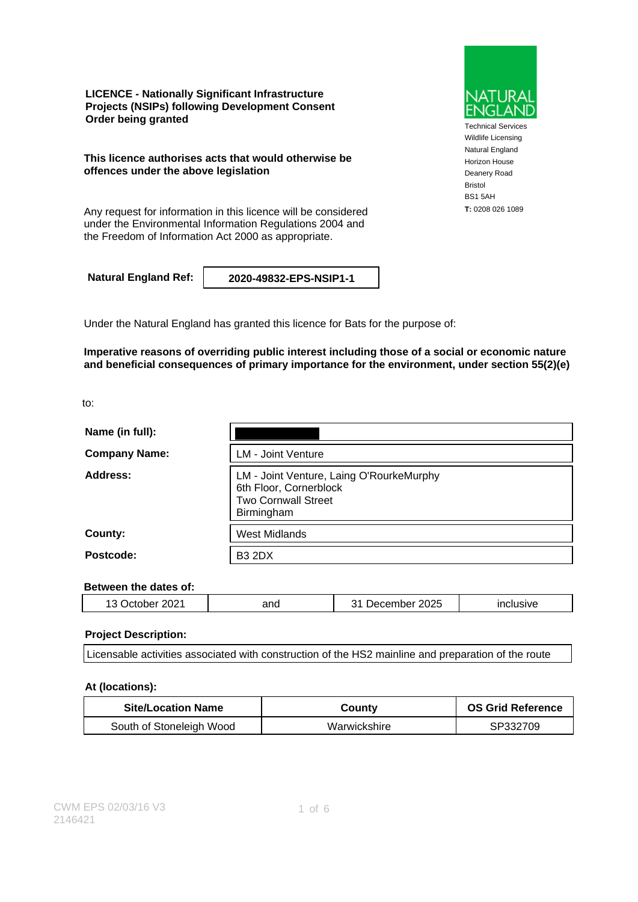**LICENCE - Nationally Significant Infrastructure Projects (NSIPs) following Development Consent Order being granted**

NATURAL ENGLAND

Technical Services
Wildlife Licensing
Natural England
Horizon House
Deanery Road
Bristol
BS1 5AH
**T:** 0208 026 1089

**This licence authorises acts that would otherwise be offences under the above legislation**

Any request for information in this licence will be considered under the Environmental Information Regulations 2004 and the Freedom of Information Act 2000 as appropriate.

| **Natural England Ref:** | **2020-49832-EPS-NSIP1-1** |
|---|---|

Under the Natural England has granted this licence for Bats for the purpose of:

**Imperative reasons of overriding public interest including those of a social or economic nature and beneficial consequences of primary importance for the environment, under section 55(2)(e)**

to:

| | |
|---|---|
| **Name (in full):** | |
| **Company Name:** | LM - Joint Venture |
| **Address:** | LM - Joint Venture, Laing O'RourkeMurphy<br>6th Floor, Cornerblock<br>Two Cornwall Street<br>Birmingham |
| **County:** | West Midlands |
| **Postcode:** | B3 2DX |

**Between the dates of:**

| | | | |
|---|---|---|---|
| 13 October 2021 | and | 31 December 2025 | inclusive |

**Project Description:**

Licensable activities associated with construction of the HS2 mainline and preparation of the route

**At (locations):**

| Site/Location Name | County | OS Grid Reference |
|---|---|---|
| South of Stoneleigh Wood | Warwickshire | SP332709 |

CWM EPS 02/03/16 V3
2146421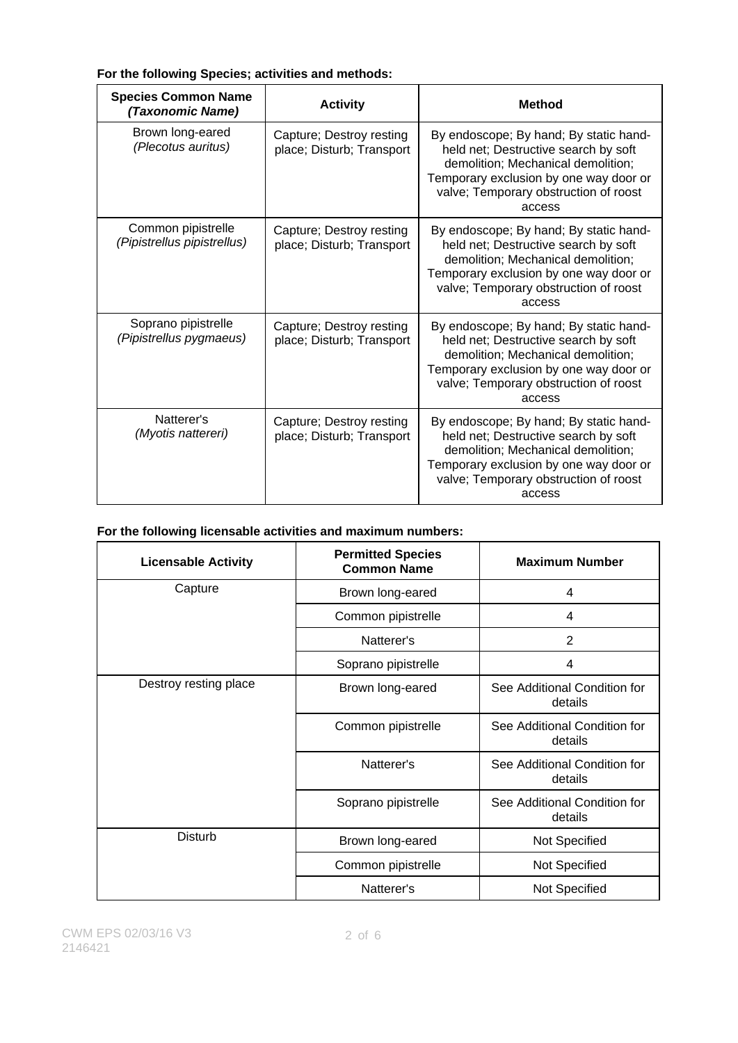**For the following Species; activities and methods:**

| **Species Common Name *(Taxonomic Name)*** | **Activity** | **Method** |
|---|---|---|
| Brown long-eared *(Plecotus auritus)* | Capture; Destroy resting place; Disturb; Transport | By endoscope; By hand; By static hand-held net; Destructive search by soft demolition; Mechanical demolition; Temporary exclusion by one way door or valve; Temporary obstruction of roost access |
| Common pipistrelle *(Pipistrellus pipistrellus)* | Capture; Destroy resting place; Disturb; Transport | By endoscope; By hand; By static hand-held net; Destructive search by soft demolition; Mechanical demolition; Temporary exclusion by one way door or valve; Temporary obstruction of roost access |
| Soprano pipistrelle *(Pipistrellus pygmaeus)* | Capture; Destroy resting place; Disturb; Transport | By endoscope; By hand; By static hand-held net; Destructive search by soft demolition; Mechanical demolition; Temporary exclusion by one way door or valve; Temporary obstruction of roost access |
| Natterer's *(Myotis nattereri)* | Capture; Destroy resting place; Disturb; Transport | By endoscope; By hand; By static hand-held net; Destructive search by soft demolition; Mechanical demolition; Temporary exclusion by one way door or valve; Temporary obstruction of roost access |

**For the following licensable activities and maximum numbers:**

| **Licensable Activity** | **Permitted Species Common Name** | **Maximum Number** |
|---|---|---|
| Capture | Brown long-eared | 4 |
| | Common pipistrelle | 4 |
| | Natterer's | 2 |
| | Soprano pipistrelle | 4 |
| Destroy resting place | Brown long-eared | See Additional Condition for details |
| | Common pipistrelle | See Additional Condition for details |
| | Natterer's | See Additional Condition for details |
| | Soprano pipistrelle | See Additional Condition for details |
| Disturb | Brown long-eared | Not Specified |
| | Common pipistrelle | Not Specified |
| | Natterer's | Not Specified |

CWM EPS 02/03/16 V3
2146421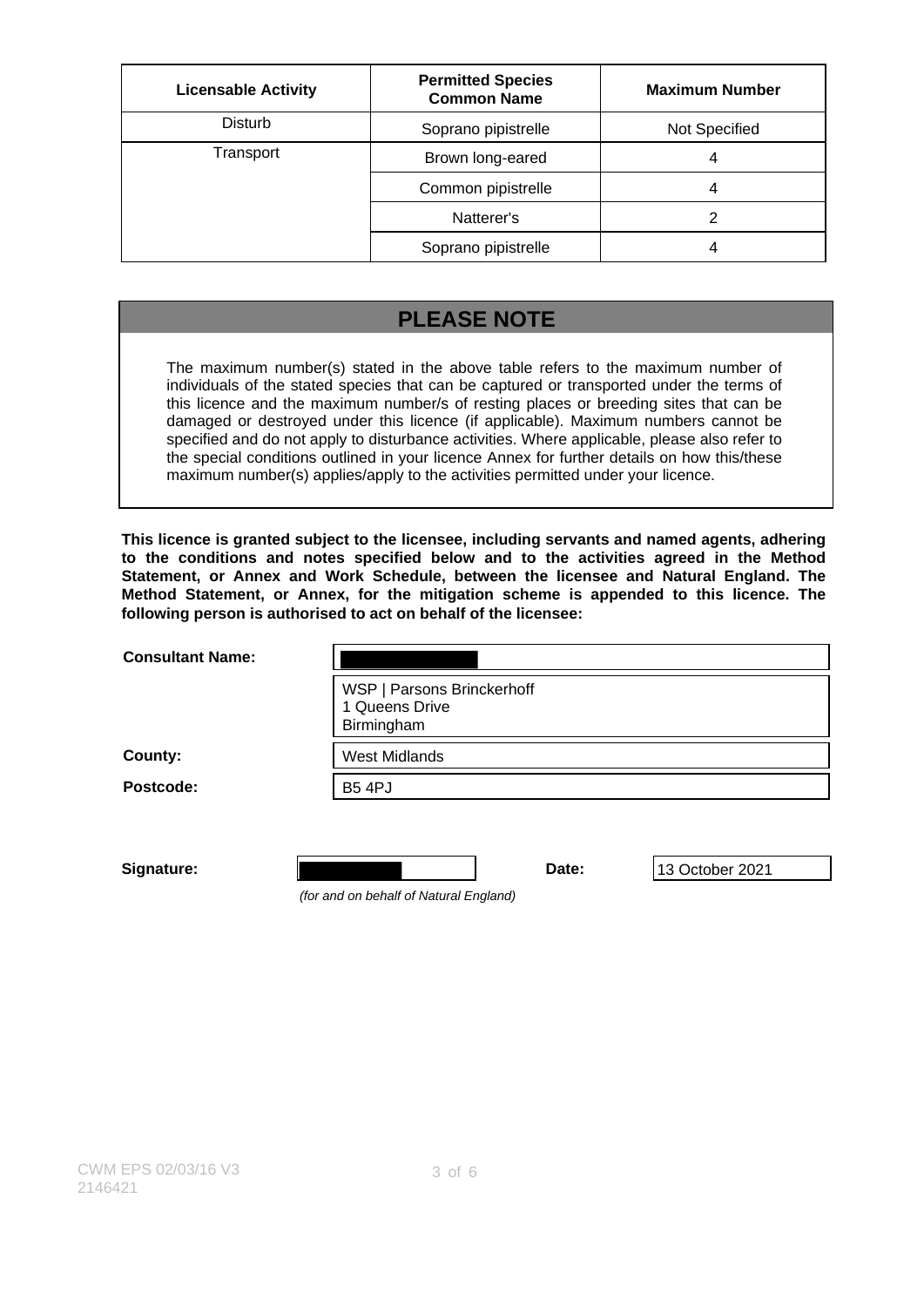| Licensable Activity | Permitted Species Common Name | Maximum Number |
|---|---|---|
| Disturb | Soprano pipistrelle | Not Specified |
| Transport | Brown long-eared | 4 |
| | Common pipistrelle | 4 |
| | Natterer's | 2 |
| | Soprano pipistrelle | 4 |

## PLEASE NOTE

The maximum number(s) stated in the above table refers to the maximum number of individuals of the stated species that can be captured or transported under the terms of this licence and the maximum number/s of resting places or breeding sites that can be damaged or destroyed under this licence (if applicable). Maximum numbers cannot be specified and do not apply to disturbance activities. Where applicable, please also refer to the special conditions outlined in your licence Annex for further details on how this/these maximum number(s) applies/apply to the activities permitted under your licence.

**This licence is granted subject to the licensee, including servants and named agents, adhering to the conditions and notes specified below and to the activities agreed in the Method Statement, or Annex and Work Schedule, between the licensee and Natural England. The Method Statement, or Annex, for the mitigation scheme is appended to this licence. The following person is authorised to act on behalf of the licensee:**

**Consultant Name:** [REDACTED]

WSP | Parsons Brinckerhoff
1 Queens Drive
Birmingham

**County:** West Midlands

**Postcode:** B5 4PJ

**Signature:** [REDACTED] **Date:** 13 October 2021

*(for and on behalf of Natural England)*

CWM EPS 02/03/16 V3
2146421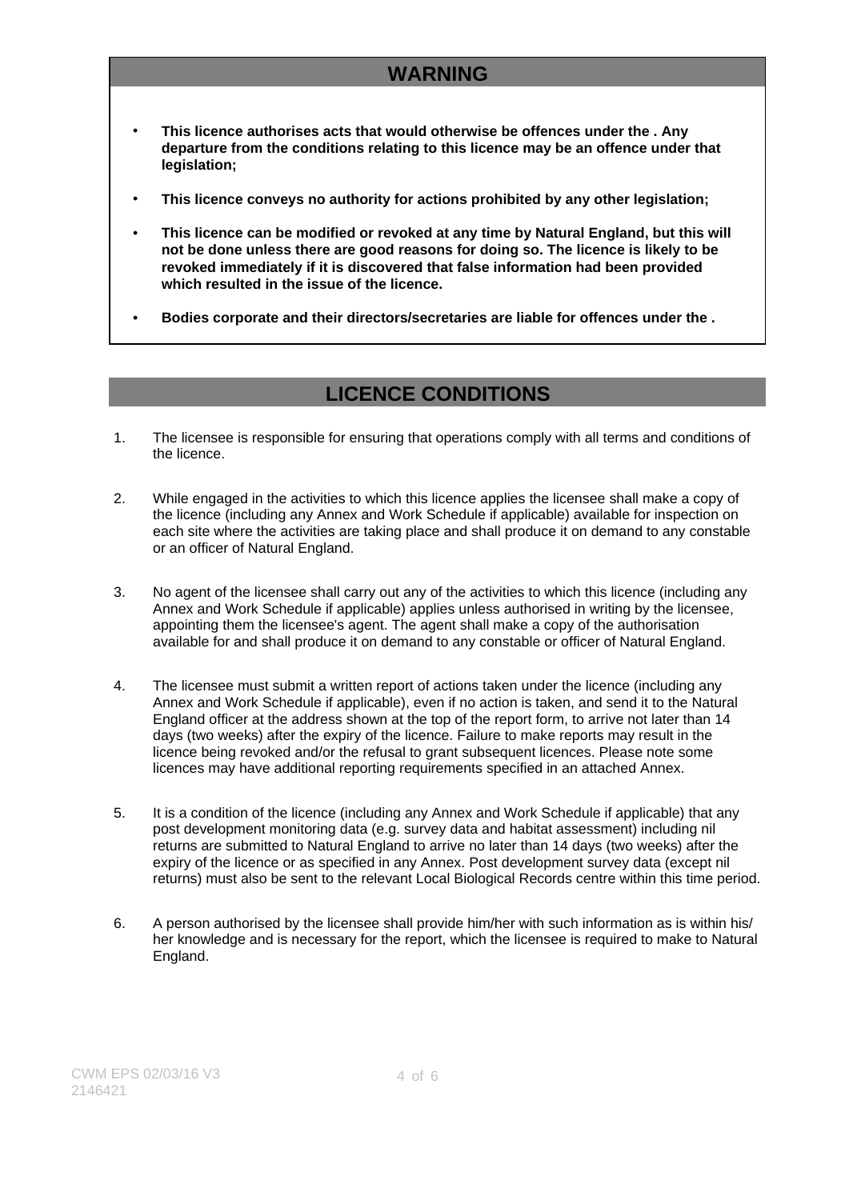## WARNING

- **This licence authorises acts that would otherwise be offences under the . Any departure from the conditions relating to this licence may be an offence under that legislation;**
- **This licence conveys no authority for actions prohibited by any other legislation;**
- **This licence can be modified or revoked at any time by Natural England, but this will not be done unless there are good reasons for doing so. The licence is likely to be revoked immediately if it is discovered that false information had been provided which resulted in the issue of the licence.**
- **Bodies corporate and their directors/secretaries are liable for offences under the .**

## LICENCE CONDITIONS

1. The licensee is responsible for ensuring that operations comply with all terms and conditions of the licence.

2. While engaged in the activities to which this licence applies the licensee shall make a copy of the licence (including any Annex and Work Schedule if applicable) available for inspection on each site where the activities are taking place and shall produce it on demand to any constable or an officer of Natural England.

3. No agent of the licensee shall carry out any of the activities to which this licence (including any Annex and Work Schedule if applicable) applies unless authorised in writing by the licensee, appointing them the licensee's agent. The agent shall make a copy of the authorisation available for and shall produce it on demand to any constable or officer of Natural England.

4. The licensee must submit a written report of actions taken under the licence (including any Annex and Work Schedule if applicable), even if no action is taken, and send it to the Natural England officer at the address shown at the top of the report form, to arrive not later than 14 days (two weeks) after the expiry of the licence. Failure to make reports may result in the licence being revoked and/or the refusal to grant subsequent licences. Please note some licences may have additional reporting requirements specified in an attached Annex.

5. It is a condition of the licence (including any Annex and Work Schedule if applicable) that any post development monitoring data (e.g. survey data and habitat assessment) including nil returns are submitted to Natural England to arrive no later than 14 days (two weeks) after the expiry of the licence or as specified in any Annex. Post development survey data (except nil returns) must also be sent to the relevant Local Biological Records centre within this time period.

6. A person authorised by the licensee shall provide him/her with such information as is within his/her knowledge and is necessary for the report, which the licensee is required to make to Natural England.

CWM EPS 02/03/16 V3
2146421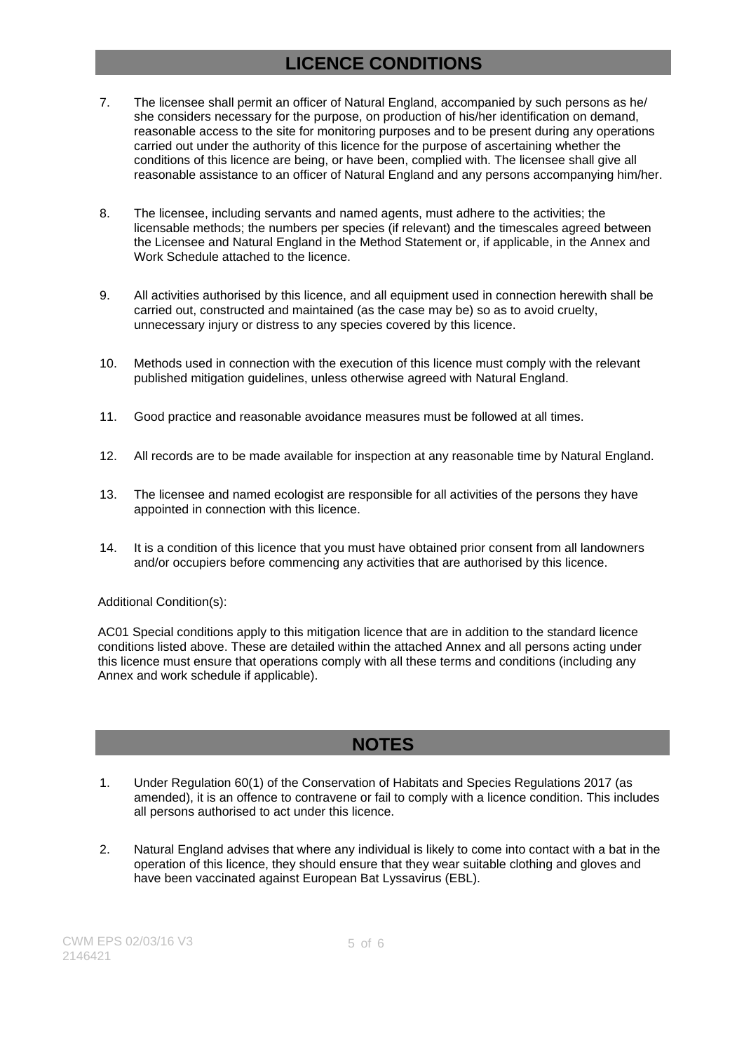## LICENCE CONDITIONS

7. The licensee shall permit an officer of Natural England, accompanied by such persons as he/ she considers necessary for the purpose, on production of his/her identification on demand, reasonable access to the site for monitoring purposes and to be present during any operations carried out under the authority of this licence for the purpose of ascertaining whether the conditions of this licence are being, or have been, complied with. The licensee shall give all reasonable assistance to an officer of Natural England and any persons accompanying him/her.

8. The licensee, including servants and named agents, must adhere to the activities; the licensable methods; the numbers per species (if relevant) and the timescales agreed between the Licensee and Natural England in the Method Statement or, if applicable, in the Annex and Work Schedule attached to the licence.

9. All activities authorised by this licence, and all equipment used in connection herewith shall be carried out, constructed and maintained (as the case may be) so as to avoid cruelty, unnecessary injury or distress to any species covered by this licence.

10. Methods used in connection with the execution of this licence must comply with the relevant published mitigation guidelines, unless otherwise agreed with Natural England.

11. Good practice and reasonable avoidance measures must be followed at all times.

12. All records are to be made available for inspection at any reasonable time by Natural England.

13. The licensee and named ecologist are responsible for all activities of the persons they have appointed in connection with this licence.

14. It is a condition of this licence that you must have obtained prior consent from all landowners and/or occupiers before commencing any activities that are authorised by this licence.

Additional Condition(s):

AC01 Special conditions apply to this mitigation licence that are in addition to the standard licence conditions listed above. These are detailed within the attached Annex and all persons acting under this licence must ensure that operations comply with all these terms and conditions (including any Annex and work schedule if applicable).

## NOTES

1. Under Regulation 60(1) of the Conservation of Habitats and Species Regulations 2017 (as amended), it is an offence to contravene or fail to comply with a licence condition. This includes all persons authorised to act under this licence.

2. Natural England advises that where any individual is likely to come into contact with a bat in the operation of this licence, they should ensure that they wear suitable clothing and gloves and have been vaccinated against European Bat Lyssavirus (EBL).

CWM EPS 02/03/16 V3
2146421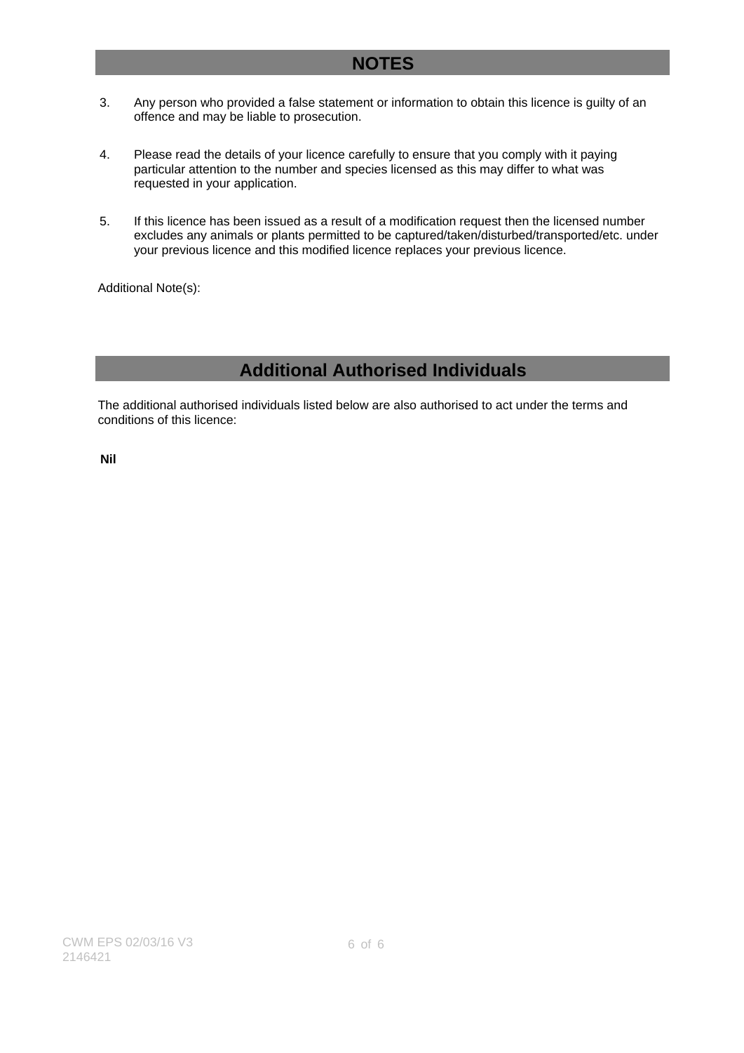## NOTES

3. Any person who provided a false statement or information to obtain this licence is guilty of an offence and may be liable to prosecution.

4. Please read the details of your licence carefully to ensure that you comply with it paying particular attention to the number and species licensed as this may differ to what was requested in your application.

5. If this licence has been issued as a result of a modification request then the licensed number excludes any animals or plants permitted to be captured/taken/disturbed/transported/etc. under your previous licence and this modified licence replaces your previous licence.

Additional Note(s):

## Additional Authorised Individuals

The additional authorised individuals listed below are also authorised to act under the terms and conditions of this licence:

**Nil**

CWM EPS 02/03/16 V3
2146421